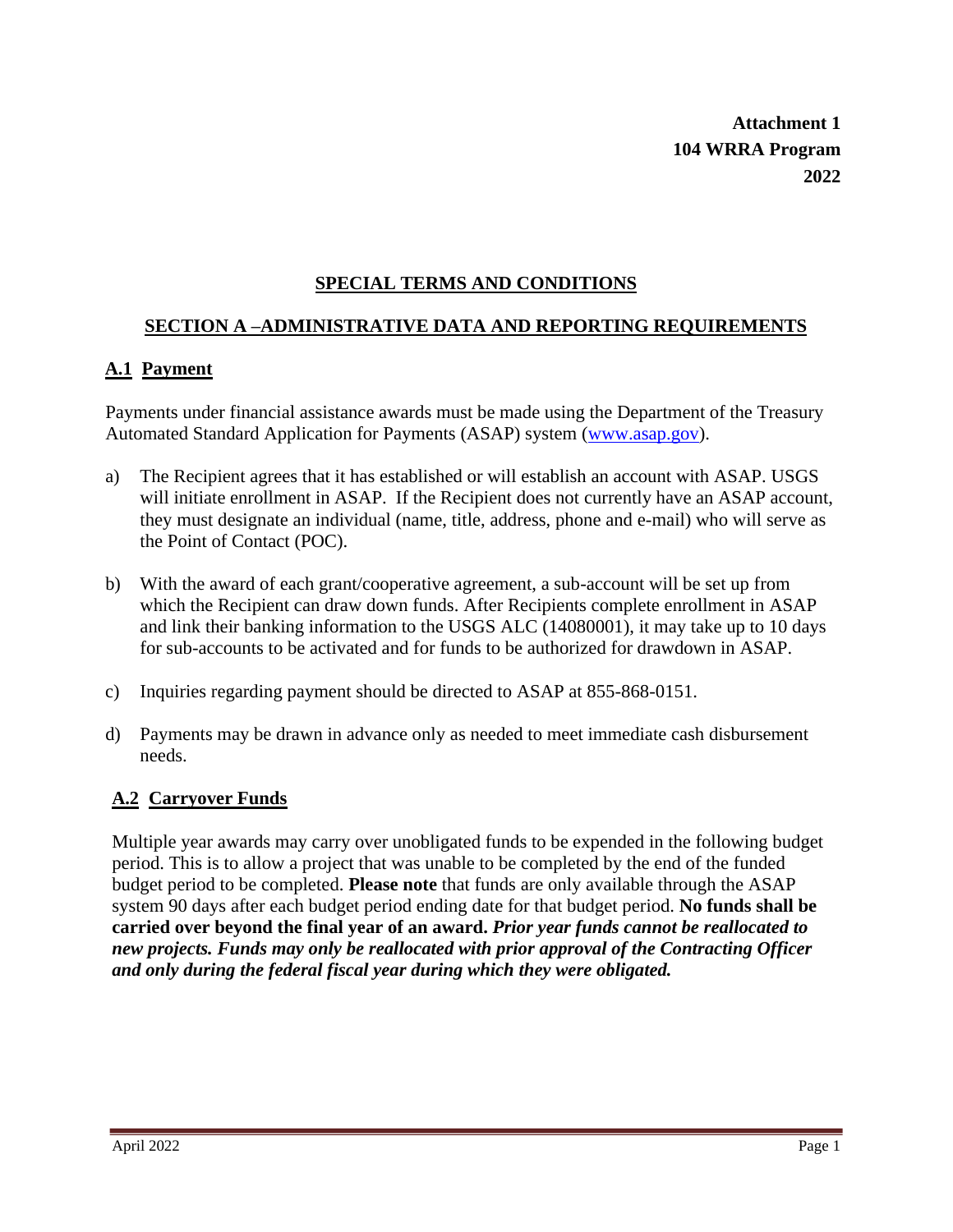**Attachment 1**
**104 WRRA Program**
**2022**

# SPECIAL TERMS AND CONDITIONS

## SECTION A –ADMINISTRATIVE DATA AND REPORTING REQUIREMENTS

### A.1 Payment

Payments under financial assistance awards must be made using the Department of the Treasury Automated Standard Application for Payments (ASAP) system ([www.asap.gov](http://www.asap.gov)).

a) The Recipient agrees that it has established or will establish an account with ASAP. USGS will initiate enrollment in ASAP. If the Recipient does not currently have an ASAP account, they must designate an individual (name, title, address, phone and e-mail) who will serve as the Point of Contact (POC).

b) With the award of each grant/cooperative agreement, a sub-account will be set up from which the Recipient can draw down funds. After Recipients complete enrollment in ASAP and link their banking information to the USGS ALC (14080001), it may take up to 10 days for sub-accounts to be activated and for funds to be authorized for drawdown in ASAP.

c) Inquiries regarding payment should be directed to ASAP at 855-868-0151.

d) Payments may be drawn in advance only as needed to meet immediate cash disbursement needs.

### A.2 Carryover Funds

Multiple year awards may carry over unobligated funds to be expended in the following budget period. This is to allow a project that was unable to be completed by the end of the funded budget period to be completed. **Please note** that funds are only available through the ASAP system 90 days after each budget period ending date for that budget period. **No funds shall be carried over beyond the final year of an award.** ***Prior year funds cannot be reallocated to new projects. Funds may only be reallocated with prior approval of the Contracting Officer and only during the federal fiscal year during which they were obligated.***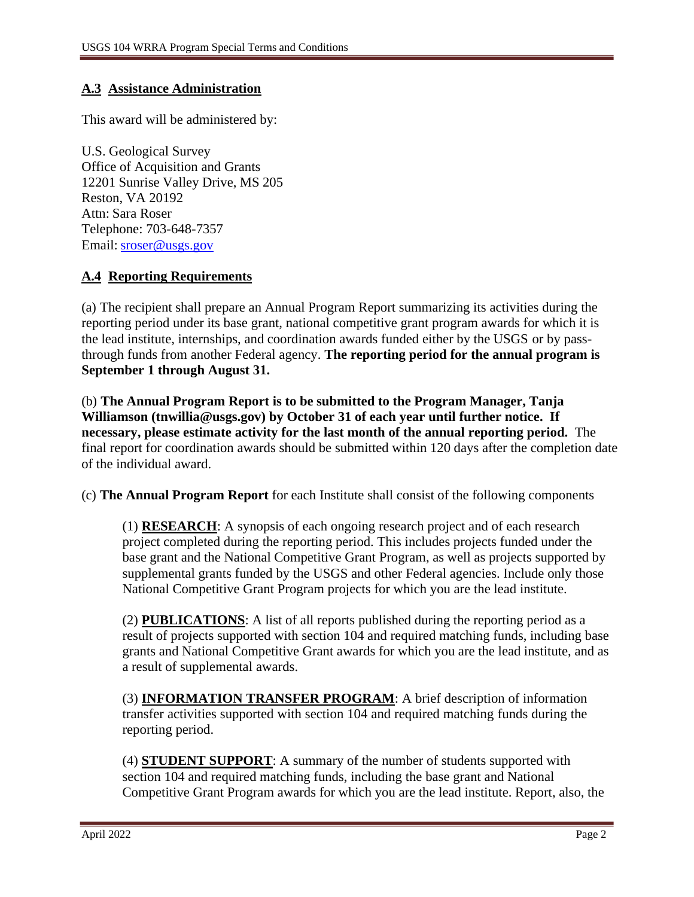## A.3 Assistance Administration

This award will be administered by:

U.S. Geological Survey
Office of Acquisition and Grants
12201 Sunrise Valley Drive, MS 205
Reston, VA 20192
Attn: Sara Roser
Telephone: 703-648-7357
Email: sroser@usgs.gov

## A.4 Reporting Requirements

(a) The recipient shall prepare an Annual Program Report summarizing its activities during the reporting period under its base grant, national competitive grant program awards for which it is the lead institute, internships, and coordination awards funded either by the USGS or by pass-through funds from another Federal agency. **The reporting period for the annual program is September 1 through August 31.**

(b) **The Annual Program Report is to be submitted to the Program Manager, Tanja Williamson (tnwillia@usgs.gov) by October 31 of each year until further notice. If necessary, please estimate activity for the last month of the annual reporting period.** The final report for coordination awards should be submitted within 120 days after the completion date of the individual award.

(c) **The Annual Program Report** for each Institute shall consist of the following components

> (1) **RESEARCH**: A synopsis of each ongoing research project and of each research project completed during the reporting period. This includes projects funded under the base grant and the National Competitive Grant Program, as well as projects supported by supplemental grants funded by the USGS and other Federal agencies. Include only those National Competitive Grant Program projects for which you are the lead institute.
>
> (2) **PUBLICATIONS**: A list of all reports published during the reporting period as a result of projects supported with section 104 and required matching funds, including base grants and National Competitive Grant awards for which you are the lead institute, and as a result of supplemental awards.
>
> (3) **INFORMATION TRANSFER PROGRAM**: A brief description of information transfer activities supported with section 104 and required matching funds during the reporting period.
>
> (4) **STUDENT SUPPORT**: A summary of the number of students supported with section 104 and required matching funds, including the base grant and National Competitive Grant Program awards for which you are the lead institute. Report, also, the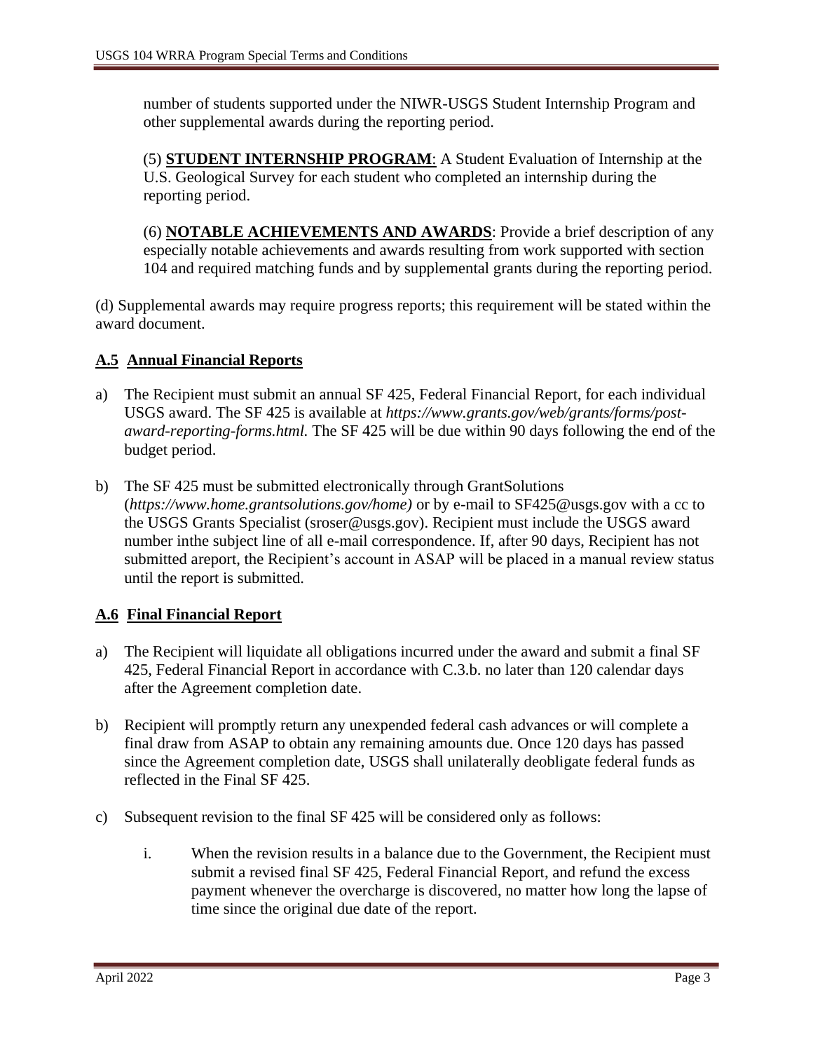number of students supported under the NIWR-USGS Student Internship Program and other supplemental awards during the reporting period.

(5) **STUDENT INTERNSHIP PROGRAM**: A Student Evaluation of Internship at the U.S. Geological Survey for each student who completed an internship during the reporting period.

(6) **NOTABLE ACHIEVEMENTS AND AWARDS**: Provide a brief description of any especially notable achievements and awards resulting from work supported with section 104 and required matching funds and by supplemental grants during the reporting period.

(d) Supplemental awards may require progress reports; this requirement will be stated within the award document.

### A.5 Annual Financial Reports

a) The Recipient must submit an annual SF 425, Federal Financial Report, for each individual USGS award. The SF 425 is available at *https://www.grants.gov/web/grants/forms/post-award-reporting-forms.html.* The SF 425 will be due within 90 days following the end of the budget period.

b) The SF 425 must be submitted electronically through GrantSolutions (*https://www.home.grantsolutions.gov/home)* or by e-mail to SF425@usgs.gov with a cc to the USGS Grants Specialist (sroser@usgs.gov). Recipient must include the USGS award number inthe subject line of all e-mail correspondence. If, after 90 days, Recipient has not submitted areport, the Recipient's account in ASAP will be placed in a manual review status until the report is submitted.

### A.6 Final Financial Report

a) The Recipient will liquidate all obligations incurred under the award and submit a final SF 425, Federal Financial Report in accordance with C.3.b. no later than 120 calendar days after the Agreement completion date.

b) Recipient will promptly return any unexpended federal cash advances or will complete a final draw from ASAP to obtain any remaining amounts due. Once 120 days has passed since the Agreement completion date, USGS shall unilaterally deobligate federal funds as reflected in the Final SF 425.

c) Subsequent revision to the final SF 425 will be considered only as follows:

   i. When the revision results in a balance due to the Government, the Recipient must submit a revised final SF 425, Federal Financial Report, and refund the excess payment whenever the overcharge is discovered, no matter how long the lapse of time since the original due date of the report.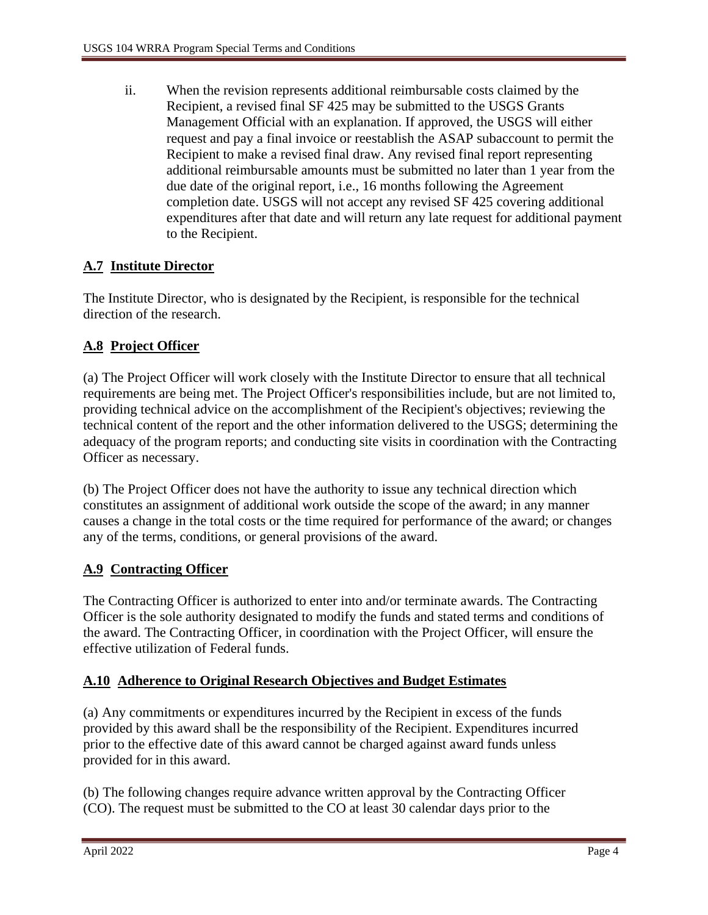ii. When the revision represents additional reimbursable costs claimed by the Recipient, a revised final SF 425 may be submitted to the USGS Grants Management Official with an explanation. If approved, the USGS will either request and pay a final invoice or reestablish the ASAP subaccount to permit the Recipient to make a revised final draw. Any revised final report representing additional reimbursable amounts must be submitted no later than 1 year from the due date of the original report, i.e., 16 months following the Agreement completion date. USGS will not accept any revised SF 425 covering additional expenditures after that date and will return any late request for additional payment to the Recipient.

## A.7 Institute Director

The Institute Director, who is designated by the Recipient, is responsible for the technical direction of the research.

## A.8 Project Officer

(a) The Project Officer will work closely with the Institute Director to ensure that all technical requirements are being met. The Project Officer's responsibilities include, but are not limited to, providing technical advice on the accomplishment of the Recipient's objectives; reviewing the technical content of the report and the other information delivered to the USGS; determining the adequacy of the program reports; and conducting site visits in coordination with the Contracting Officer as necessary.

(b) The Project Officer does not have the authority to issue any technical direction which constitutes an assignment of additional work outside the scope of the award; in any manner causes a change in the total costs or the time required for performance of the award; or changes any of the terms, conditions, or general provisions of the award.

## A.9 Contracting Officer

The Contracting Officer is authorized to enter into and/or terminate awards. The Contracting Officer is the sole authority designated to modify the funds and stated terms and conditions of the award. The Contracting Officer, in coordination with the Project Officer, will ensure the effective utilization of Federal funds.

## A.10 Adherence to Original Research Objectives and Budget Estimates

(a) Any commitments or expenditures incurred by the Recipient in excess of the funds provided by this award shall be the responsibility of the Recipient. Expenditures incurred prior to the effective date of this award cannot be charged against award funds unless provided for in this award.

(b) The following changes require advance written approval by the Contracting Officer (CO). The request must be submitted to the CO at least 30 calendar days prior to the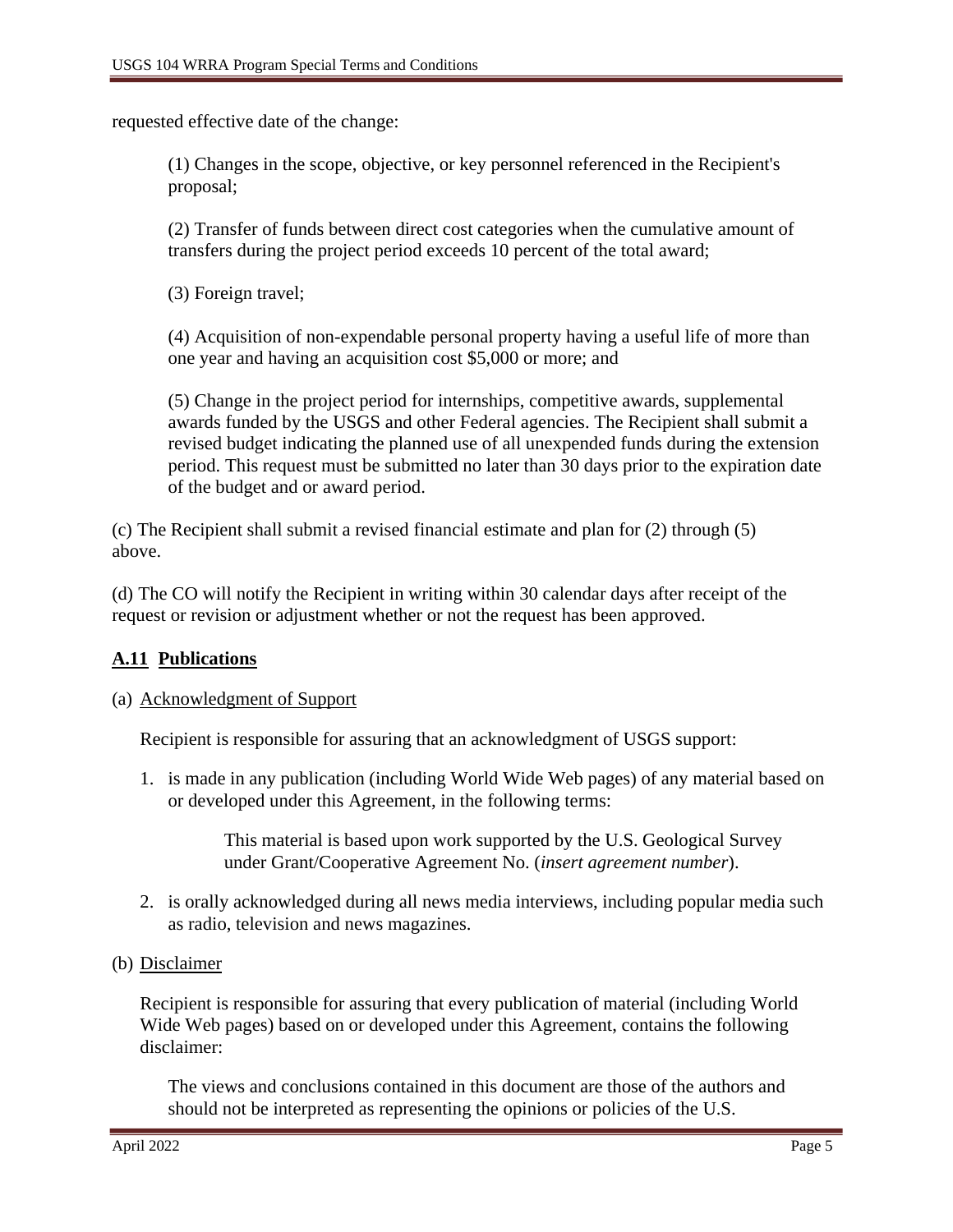requested effective date of the change:

(1) Changes in the scope, objective, or key personnel referenced in the Recipient's proposal;

(2) Transfer of funds between direct cost categories when the cumulative amount of transfers during the project period exceeds 10 percent of the total award;

(3) Foreign travel;

(4) Acquisition of non-expendable personal property having a useful life of more than one year and having an acquisition cost $5,000 or more; and

(5) Change in the project period for internships, competitive awards, supplemental awards funded by the USGS and other Federal agencies. The Recipient shall submit a revised budget indicating the planned use of all unexpended funds during the extension period. This request must be submitted no later than 30 days prior to the expiration date of the budget and or award period.

(c) The Recipient shall submit a revised financial estimate and plan for (2) through (5) above.

(d) The CO will notify the Recipient in writing within 30 calendar days after receipt of the request or revision or adjustment whether or not the request has been approved.

## A.11 Publications

(a) Acknowledgment of Support

Recipient is responsible for assuring that an acknowledgment of USGS support:

1. is made in any publication (including World Wide Web pages) of any material based on or developed under this Agreement, in the following terms:

   > This material is based upon work supported by the U.S. Geological Survey under Grant/Cooperative Agreement No. (*insert agreement number*).

2. is orally acknowledged during all news media interviews, including popular media such as radio, television and news magazines.

(b) Disclaimer

Recipient is responsible for assuring that every publication of material (including World Wide Web pages) based on or developed under this Agreement, contains the following disclaimer:

> The views and conclusions contained in this document are those of the authors and should not be interpreted as representing the opinions or policies of the U.S.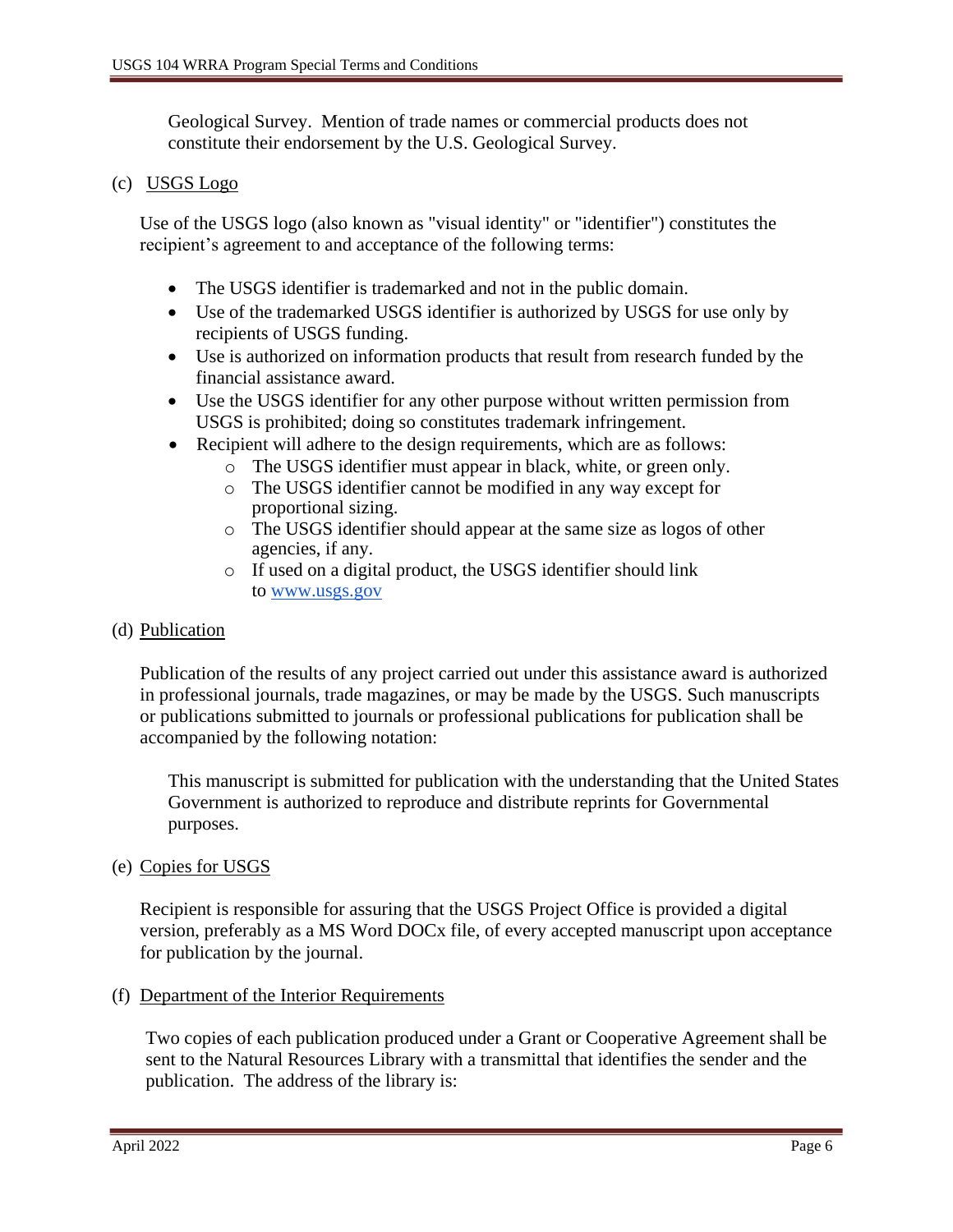Geological Survey. Mention of trade names or commercial products does not constitute their endorsement by the U.S. Geological Survey.

(c) USGS Logo

Use of the USGS logo (also known as "visual identity" or "identifier") constitutes the recipient's agreement to and acceptance of the following terms:

- The USGS identifier is trademarked and not in the public domain.
- Use of the trademarked USGS identifier is authorized by USGS for use only by recipients of USGS funding.
- Use is authorized on information products that result from research funded by the financial assistance award.
- Use the USGS identifier for any other purpose without written permission from USGS is prohibited; doing so constitutes trademark infringement.
- Recipient will adhere to the design requirements, which are as follows:
    - The USGS identifier must appear in black, white, or green only.
    - The USGS identifier cannot be modified in any way except for proportional sizing.
    - The USGS identifier should appear at the same size as logos of other agencies, if any.
    - If used on a digital product, the USGS identifier should link to www.usgs.gov

(d) Publication

Publication of the results of any project carried out under this assistance award is authorized in professional journals, trade magazines, or may be made by the USGS. Such manuscripts or publications submitted to journals or professional publications for publication shall be accompanied by the following notation:

> This manuscript is submitted for publication with the understanding that the United States Government is authorized to reproduce and distribute reprints for Governmental purposes.

(e) Copies for USGS

Recipient is responsible for assuring that the USGS Project Office is provided a digital version, preferably as a MS Word DOCx file, of every accepted manuscript upon acceptance for publication by the journal.

(f) Department of the Interior Requirements

Two copies of each publication produced under a Grant or Cooperative Agreement shall be sent to the Natural Resources Library with a transmittal that identifies the sender and the publication. The address of the library is: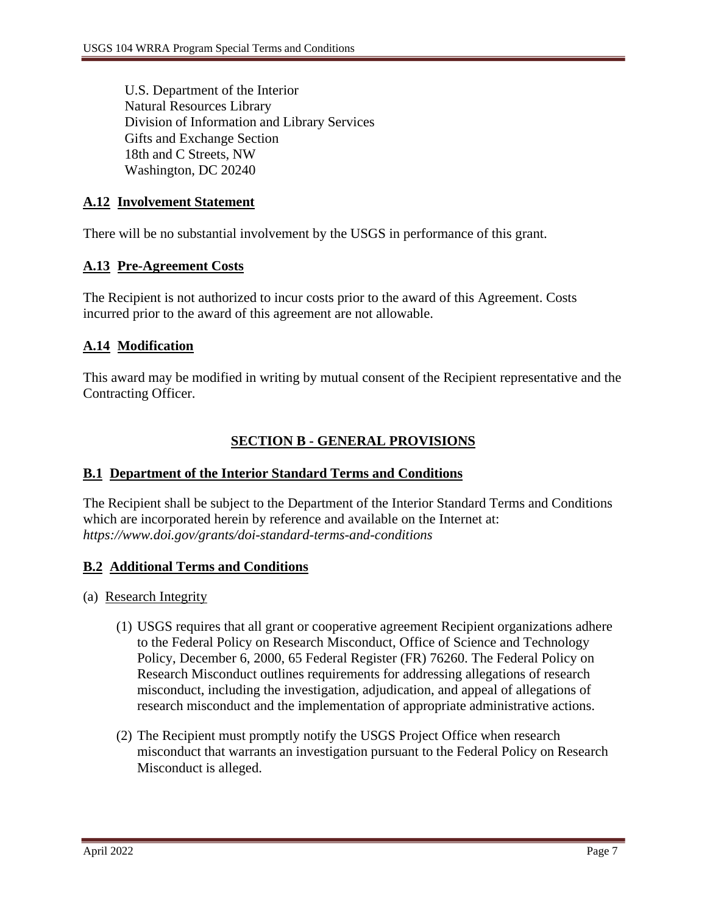U.S. Department of the Interior
Natural Resources Library
Division of Information and Library Services
Gifts and Exchange Section
18th and C Streets, NW
Washington, DC 20240

### A.12 Involvement Statement

There will be no substantial involvement by the USGS in performance of this grant.

### A.13 Pre-Agreement Costs

The Recipient is not authorized to incur costs prior to the award of this Agreement. Costs incurred prior to the award of this agreement are not allowable.

### A.14 Modification

This award may be modified in writing by mutual consent of the Recipient representative and the Contracting Officer.

## SECTION B - GENERAL PROVISIONS

### B.1 Department of the Interior Standard Terms and Conditions

The Recipient shall be subject to the Department of the Interior Standard Terms and Conditions which are incorporated herein by reference and available on the Internet at: *https://www.doi.gov/grants/doi-standard-terms-and-conditions*

### B.2 Additional Terms and Conditions

(a) Research Integrity

(1) USGS requires that all grant or cooperative agreement Recipient organizations adhere to the Federal Policy on Research Misconduct, Office of Science and Technology Policy, December 6, 2000, 65 Federal Register (FR) 76260. The Federal Policy on Research Misconduct outlines requirements for addressing allegations of research misconduct, including the investigation, adjudication, and appeal of allegations of research misconduct and the implementation of appropriate administrative actions.

(2) The Recipient must promptly notify the USGS Project Office when research misconduct that warrants an investigation pursuant to the Federal Policy on Research Misconduct is alleged.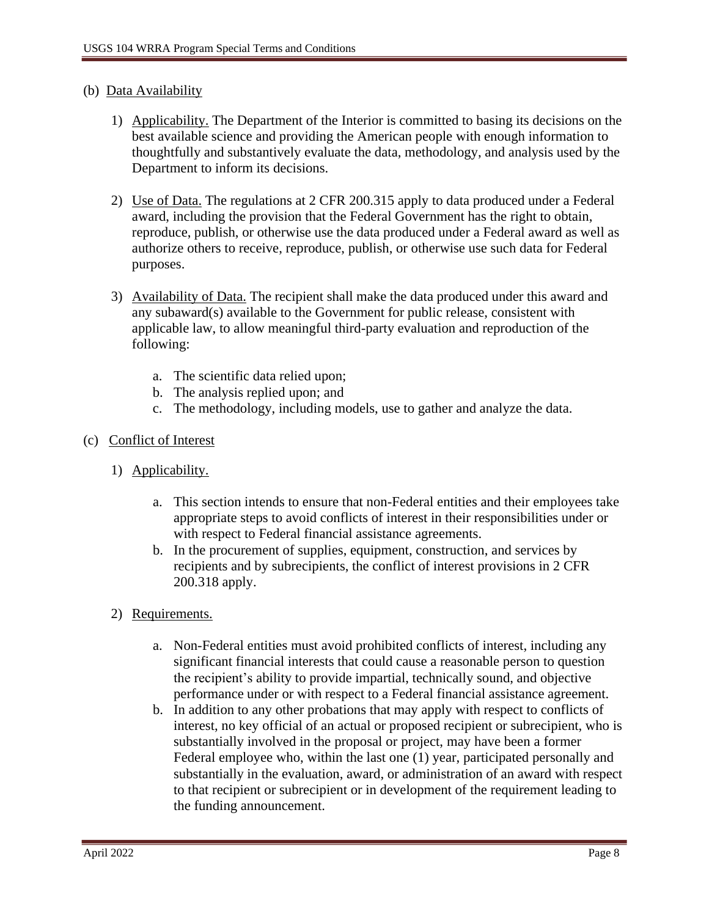(b) <u>Data Availability</u>

1) <u>Applicability.</u> The Department of the Interior is committed to basing its decisions on the best available science and providing the American people with enough information to thoughtfully and substantively evaluate the data, methodology, and analysis used by the Department to inform its decisions.

2) <u>Use of Data.</u> The regulations at 2 CFR 200.315 apply to data produced under a Federal award, including the provision that the Federal Government has the right to obtain, reproduce, publish, or otherwise use the data produced under a Federal award as well as authorize others to receive, reproduce, publish, or otherwise use such data for Federal purposes.

3) <u>Availability of Data.</u> The recipient shall make the data produced under this award and any subaward(s) available to the Government for public release, consistent with applicable law, to allow meaningful third-party evaluation and reproduction of the following:

   a. The scientific data relied upon;
   b. The analysis replied upon; and
   c. The methodology, including models, use to gather and analyze the data.

(c) <u>Conflict of Interest</u>

1) <u>Applicability.</u>

   a. This section intends to ensure that non-Federal entities and their employees take appropriate steps to avoid conflicts of interest in their responsibilities under or with respect to Federal financial assistance agreements.
   b. In the procurement of supplies, equipment, construction, and services by recipients and by subrecipients, the conflict of interest provisions in 2 CFR 200.318 apply.

2) <u>Requirements.</u>

   a. Non-Federal entities must avoid prohibited conflicts of interest, including any significant financial interests that could cause a reasonable person to question the recipient's ability to provide impartial, technically sound, and objective performance under or with respect to a Federal financial assistance agreement.
   b. In addition to any other probations that may apply with respect to conflicts of interest, no key official of an actual or proposed recipient or subrecipient, who is substantially involved in the proposal or project, may have been a former Federal employee who, within the last one (1) year, participated personally and substantially in the evaluation, award, or administration of an award with respect to that recipient or subrecipient or in development of the requirement leading to the funding announcement.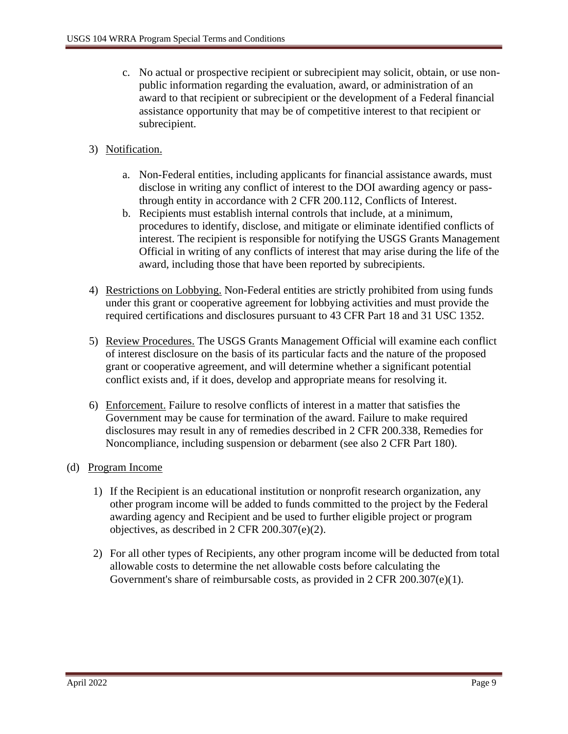c. No actual or prospective recipient or subrecipient may solicit, obtain, or use non-public information regarding the evaluation, award, or administration of an award to that recipient or subrecipient or the development of a Federal financial assistance opportunity that may be of competitive interest to that recipient or subrecipient.

3) Notification.

a. Non-Federal entities, including applicants for financial assistance awards, must disclose in writing any conflict of interest to the DOI awarding agency or pass-through entity in accordance with 2 CFR 200.112, Conflicts of Interest.
b. Recipients must establish internal controls that include, at a minimum, procedures to identify, disclose, and mitigate or eliminate identified conflicts of interest. The recipient is responsible for notifying the USGS Grants Management Official in writing of any conflicts of interest that may arise during the life of the award, including those that have been reported by subrecipients.

4) Restrictions on Lobbying. Non-Federal entities are strictly prohibited from using funds under this grant or cooperative agreement for lobbying activities and must provide the required certifications and disclosures pursuant to 43 CFR Part 18 and 31 USC 1352.

5) Review Procedures. The USGS Grants Management Official will examine each conflict of interest disclosure on the basis of its particular facts and the nature of the proposed grant or cooperative agreement, and will determine whether a significant potential conflict exists and, if it does, develop and appropriate means for resolving it.

6) Enforcement. Failure to resolve conflicts of interest in a matter that satisfies the Government may be cause for termination of the award. Failure to make required disclosures may result in any of remedies described in 2 CFR 200.338, Remedies for Noncompliance, including suspension or debarment (see also 2 CFR Part 180).

(d) Program Income

1) If the Recipient is an educational institution or nonprofit research organization, any other program income will be added to funds committed to the project by the Federal awarding agency and Recipient and be used to further eligible project or program objectives, as described in 2 CFR 200.307(e)(2).

2) For all other types of Recipients, any other program income will be deducted from total allowable costs to determine the net allowable costs before calculating the Government's share of reimbursable costs, as provided in 2 CFR 200.307(e)(1).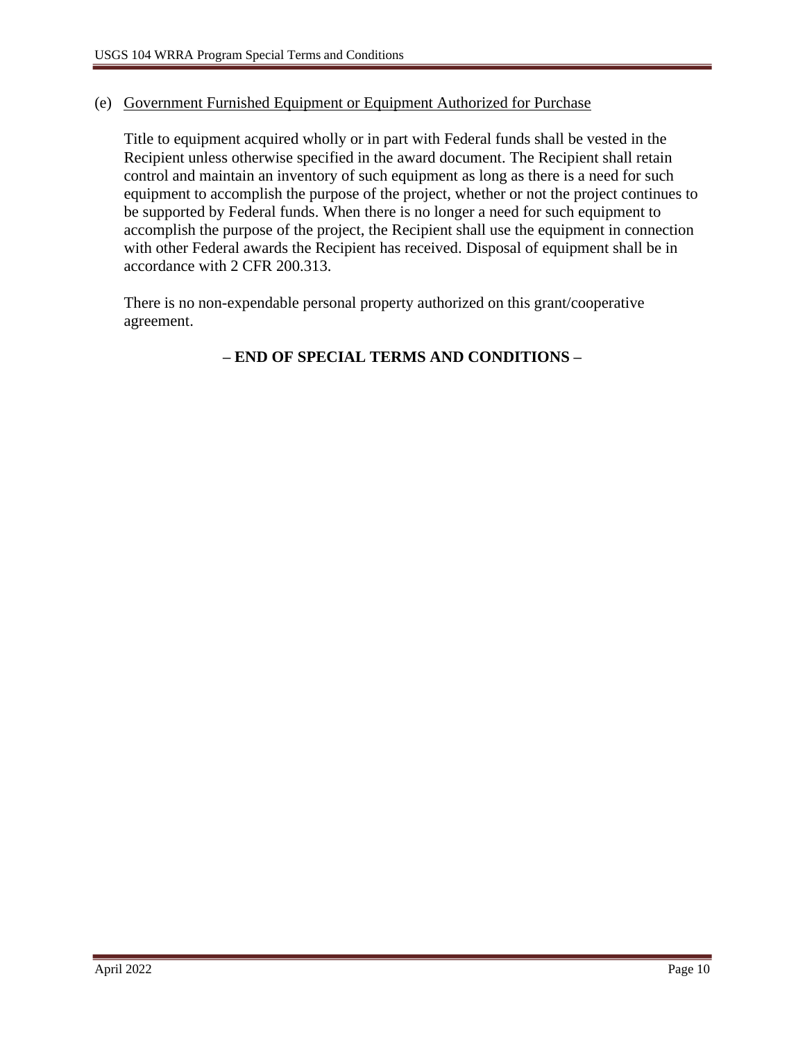(e) <u>Government Furnished Equipment or Equipment Authorized for Purchase</u>

Title to equipment acquired wholly or in part with Federal funds shall be vested in the Recipient unless otherwise specified in the award document. The Recipient shall retain control and maintain an inventory of such equipment as long as there is a need for such equipment to accomplish the purpose of the project, whether or not the project continues to be supported by Federal funds. When there is no longer a need for such equipment to accomplish the purpose of the project, the Recipient shall use the equipment in connection with other Federal awards the Recipient has received. Disposal of equipment shall be in accordance with 2 CFR 200.313.

There is no non-expendable personal property authorized on this grant/cooperative agreement.

**– END OF SPECIAL TERMS AND CONDITIONS –**